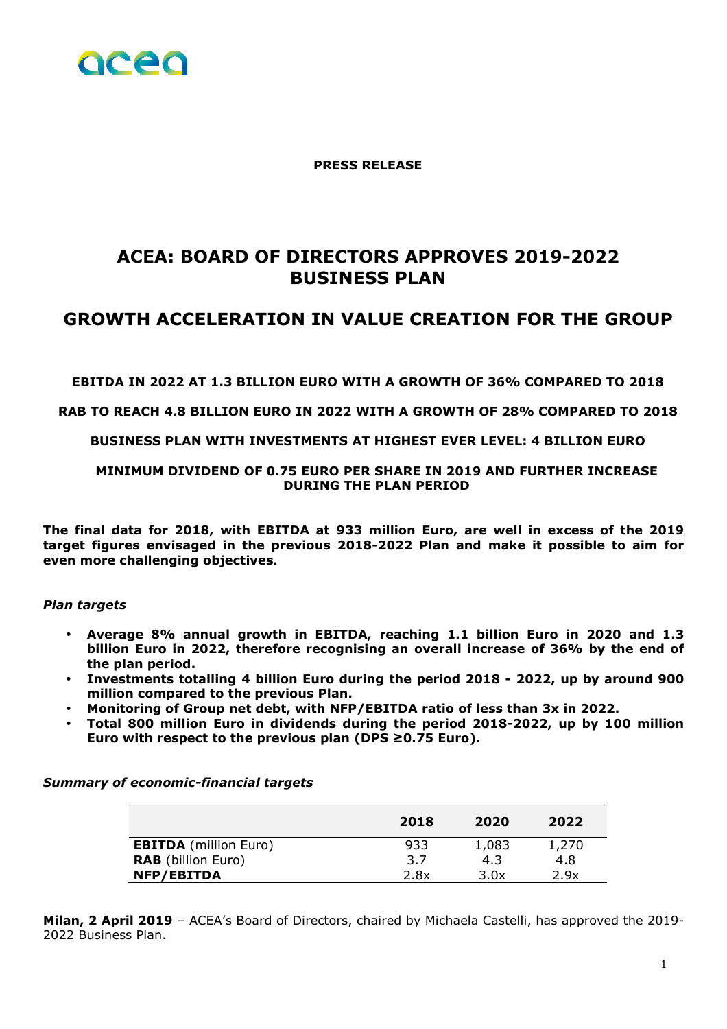**PRESS RELEASE**

# ACEA: BOARD OF DIRECTORS APPROVES 2019-2022 BUSINESS PLAN

# GROWTH ACCELERATION IN VALUE CREATION FOR THE GROUP

**EBITDA IN 2022 AT 1.3 BILLION EURO WITH A GROWTH OF 36% COMPARED TO 2018**

**RAB TO REACH 4.8 BILLION EURO IN 2022 WITH A GROWTH OF 28% COMPARED TO 2018**

**BUSINESS PLAN WITH INVESTMENTS AT HIGHEST EVER LEVEL: 4 BILLION EURO**

**MINIMUM DIVIDEND OF 0.75 EURO PER SHARE IN 2019 AND FURTHER INCREASE DURING THE PLAN PERIOD**

**The final data for 2018, with EBITDA at 933 million Euro, are well in excess of the 2019 target figures envisaged in the previous 2018-2022 Plan and make it possible to aim for even more challenging objectives.**

*Plan targets*

- **Average 8% annual growth in EBITDA, reaching 1.1 billion Euro in 2020 and 1.3 billion Euro in 2022, therefore recognising an overall increase of 36% by the end of the plan period.**
- **Investments totalling 4 billion Euro during the period 2018 - 2022, up by around 900 million compared to the previous Plan.**
- **Monitoring of Group net debt, with NFP/EBITDA ratio of less than 3x in 2022.**
- **Total 800 million Euro in dividends during the period 2018-2022, up by 100 million Euro with respect to the previous plan (DPS ≥0.75 Euro).**

*Summary of economic-financial targets*

| | 2018 | 2020 | 2022 |
|---|---|---|---|
| **EBITDA** (million Euro) | 933 | 1,083 | 1,270 |
| **RAB** (billion Euro) | 3.7 | 4.3 | 4.8 |
| **NFP/EBITDA** | 2.8x | 3.0x | 2.9x |

**Milan, 2 April 2019** – ACEA's Board of Directors, chaired by Michaela Castelli, has approved the 2019-2022 Business Plan.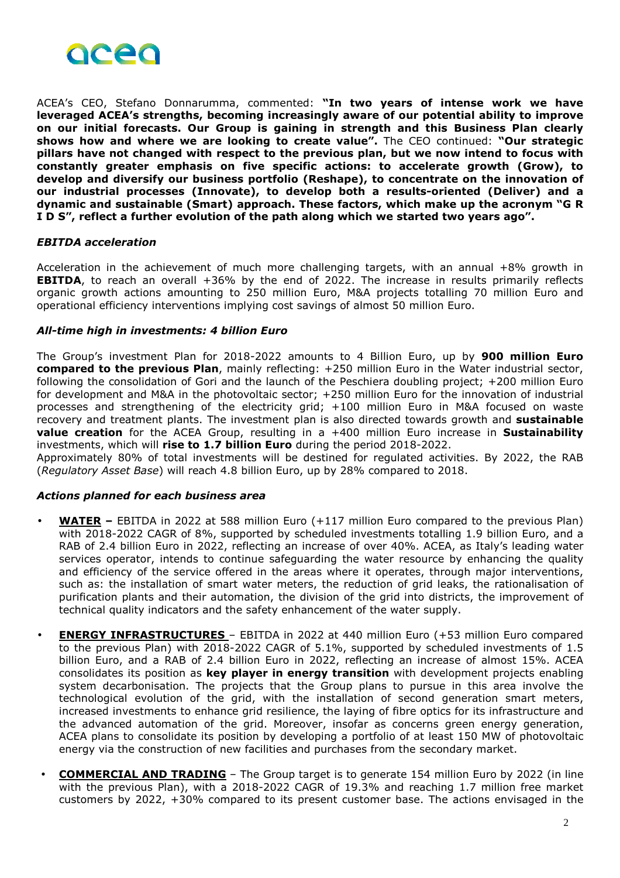ACEA's CEO, Stefano Donnarumma, commented: **"In two years of intense work we have leveraged ACEA's strengths, becoming increasingly aware of our potential ability to improve on our initial forecasts. Our Group is gaining in strength and this Business Plan clearly shows how and where we are looking to create value".** The CEO continued: **"Our strategic pillars have not changed with respect to the previous plan, but we now intend to focus with constantly greater emphasis on five specific actions: to accelerate growth (Grow), to develop and diversify our business portfolio (Reshape), to concentrate on the innovation of our industrial processes (Innovate), to develop both a results-oriented (Deliver) and a dynamic and sustainable (Smart) approach. These factors, which make up the acronym "G R I D S", reflect a further evolution of the path along which we started two years ago".**

***EBITDA acceleration***

Acceleration in the achievement of much more challenging targets, with an annual +8% growth in **EBITDA**, to reach an overall +36% by the end of 2022. The increase in results primarily reflects organic growth actions amounting to 250 million Euro, M&A projects totalling 70 million Euro and operational efficiency interventions implying cost savings of almost 50 million Euro.

***All-time high in investments: 4 billion Euro***

The Group's investment Plan for 2018-2022 amounts to 4 Billion Euro, up by **900 million Euro compared to the previous Plan**, mainly reflecting: +250 million Euro in the Water industrial sector, following the consolidation of Gori and the launch of the Peschiera doubling project; +200 million Euro for development and M&A in the photovoltaic sector; +250 million Euro for the innovation of industrial processes and strengthening of the electricity grid; +100 million Euro in M&A focused on waste recovery and treatment plants. The investment plan is also directed towards growth and **sustainable value creation** for the ACEA Group, resulting in a +400 million Euro increase in **Sustainability** investments, which will **rise to 1.7 billion Euro** during the period 2018-2022.
Approximately 80% of total investments will be destined for regulated activities. By 2022, the RAB (*Regulatory Asset Base*) will reach 4.8 billion Euro, up by 28% compared to 2018.

***Actions planned for each business area***

- **WATER –** EBITDA in 2022 at 588 million Euro (+117 million Euro compared to the previous Plan) with 2018-2022 CAGR of 8%, supported by scheduled investments totalling 1.9 billion Euro, and a RAB of 2.4 billion Euro in 2022, reflecting an increase of over 40%. ACEA, as Italy's leading water services operator, intends to continue safeguarding the water resource by enhancing the quality and efficiency of the service offered in the areas where it operates, through major interventions, such as: the installation of smart water meters, the reduction of grid leaks, the rationalisation of purification plants and their automation, the division of the grid into districts, the improvement of technical quality indicators and the safety enhancement of the water supply.
- **ENERGY INFRASTRUCTURES** – EBITDA in 2022 at 440 million Euro (+53 million Euro compared to the previous Plan) with 2018-2022 CAGR of 5.1%, supported by scheduled investments of 1.5 billion Euro, and a RAB of 2.4 billion Euro in 2022, reflecting an increase of almost 15%. ACEA consolidates its position as **key player in energy transition** with development projects enabling system decarbonisation. The projects that the Group plans to pursue in this area involve the technological evolution of the grid, with the installation of second generation smart meters, increased investments to enhance grid resilience, the laying of fibre optics for its infrastructure and the advanced automation of the grid. Moreover, insofar as concerns green energy generation, ACEA plans to consolidate its position by developing a portfolio of at least 150 MW of photovoltaic energy via the construction of new facilities and purchases from the secondary market.
- **COMMERCIAL AND TRADING** – The Group target is to generate 154 million Euro by 2022 (in line with the previous Plan), with a 2018-2022 CAGR of 19.3% and reaching 1.7 million free market customers by 2022, +30% compared to its present customer base. The actions envisaged in the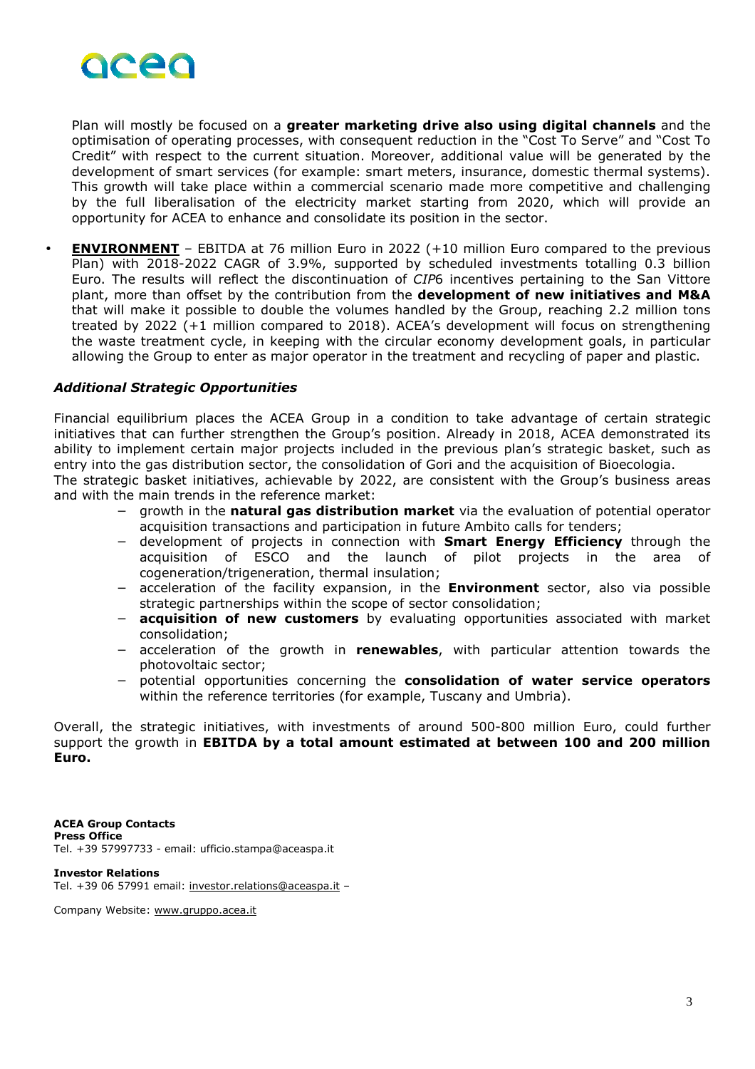Plan will mostly be focused on a **greater marketing drive also using digital channels** and the optimisation of operating processes, with consequent reduction in the "Cost To Serve" and "Cost To Credit" with respect to the current situation. Moreover, additional value will be generated by the development of smart services (for example: smart meters, insurance, domestic thermal systems). This growth will take place within a commercial scenario made more competitive and challenging by the full liberalisation of the electricity market starting from 2020, which will provide an opportunity for ACEA to enhance and consolidate its position in the sector.

- **ENVIRONMENT** – EBITDA at 76 million Euro in 2022 (+10 million Euro compared to the previous Plan) with 2018-2022 CAGR of 3.9%, supported by scheduled investments totalling 0.3 billion Euro. The results will reflect the discontinuation of *CIP*6 incentives pertaining to the San Vittore plant, more than offset by the contribution from the **development of new initiatives and M&A** that will make it possible to double the volumes handled by the Group, reaching 2.2 million tons treated by 2022 (+1 million compared to 2018). ACEA's development will focus on strengthening the waste treatment cycle, in keeping with the circular economy development goals, in particular allowing the Group to enter as major operator in the treatment and recycling of paper and plastic.

### *Additional Strategic Opportunities*

Financial equilibrium places the ACEA Group in a condition to take advantage of certain strategic initiatives that can further strengthen the Group's position. Already in 2018, ACEA demonstrated its ability to implement certain major projects included in the previous plan's strategic basket, such as entry into the gas distribution sector, the consolidation of Gori and the acquisition of Bioecologia.
The strategic basket initiatives, achievable by 2022, are consistent with the Group's business areas and with the main trends in the reference market:

- growth in the **natural gas distribution market** via the evaluation of potential operator acquisition transactions and participation in future Ambito calls for tenders;
- development of projects in connection with **Smart Energy Efficiency** through the acquisition of ESCO and the launch of pilot projects in the area of cogeneration/trigeneration, thermal insulation;
- acceleration of the facility expansion, in the **Environment** sector, also via possible strategic partnerships within the scope of sector consolidation;
- **acquisition of new customers** by evaluating opportunities associated with market consolidation;
- acceleration of the growth in **renewables**, with particular attention towards the photovoltaic sector;
- potential opportunities concerning the **consolidation of water service operators** within the reference territories (for example, Tuscany and Umbria).

Overall, the strategic initiatives, with investments of around 500-800 million Euro, could further support the growth in **EBITDA by a total amount estimated at between 100 and 200 million Euro.**

**ACEA Group Contacts**
**Press Office**
Tel. +39 57997733 - email: ufficio.stampa@aceaspa.it

**Investor Relations**
Tel. +39 06 57991 email: investor.relations@aceaspa.it –

Company Website: www.gruppo.acea.it